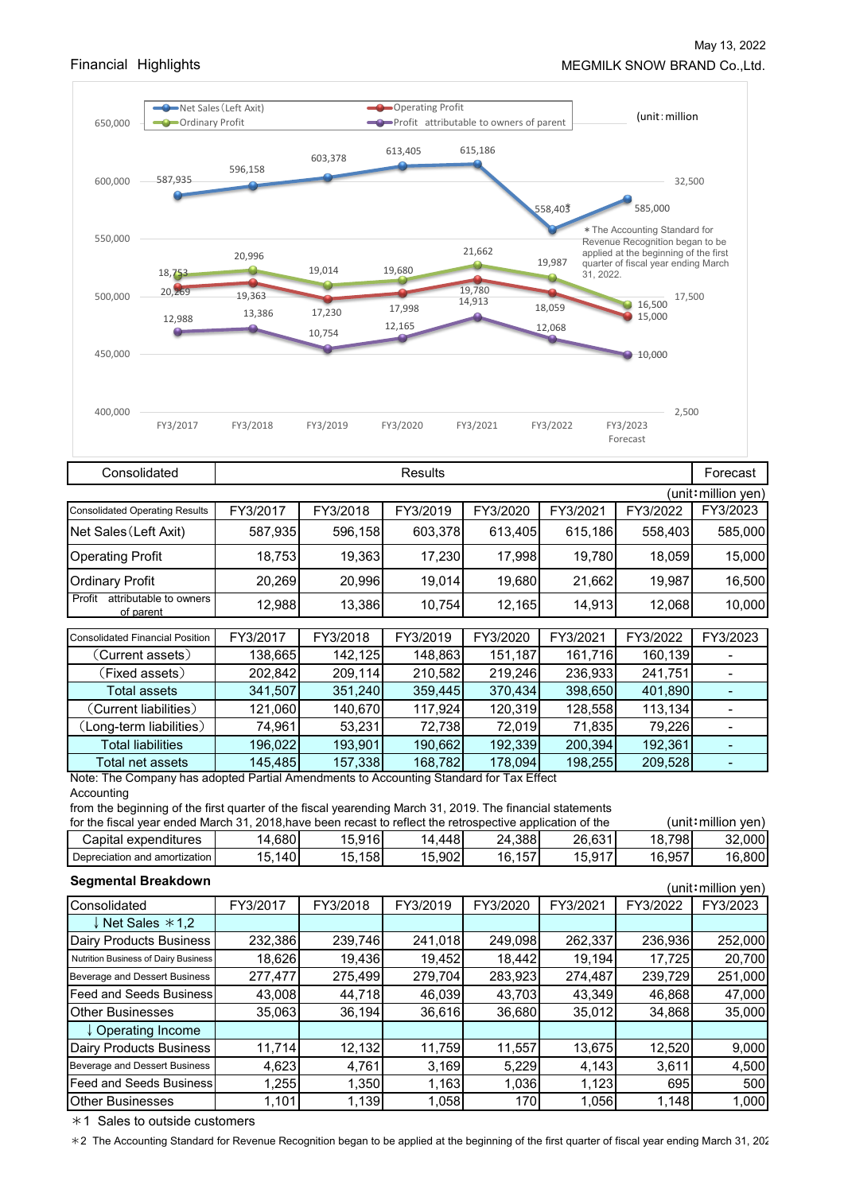May 13, 2022

MEGMILK SNOW BRAND Co.,Ltd.

## Financial Highlights

(unit：million

＊The Accounting Standard for Revenue Recognition began to be applied at the beginning of the first quarter of fiscal year ending March 31, 2022.

| Consolidated | Results | | | | | | Forecast |
|---|---|---|---|---|---|---|---|
| | | | | | | | (unit：million yen) |
| Consolidated Operating Results | FY3/2017 | FY3/2018 | FY3/2019 | FY3/2020 | FY3/2021 | FY3/2022 | FY3/2023 |
| Net Sales（Left Axit) | 587,935 | 596,158 | 603,378 | 613,405 | 615,186 | 558,403 | 585,000 |
| Operating Profit | 18,753 | 19,363 | 17,230 | 17,998 | 19,780 | 18,059 | 15,000 |
| Ordinary Profit | 20,269 | 20,996 | 19,014 | 19,680 | 21,662 | 19,987 | 16,500 |
| Profit attributable to owners of parent | 12,988 | 13,386 | 10,754 | 12,165 | 14,913 | 12,068 | 10,000 |

| Consolidated Financial Position | FY3/2017 | FY3/2018 | FY3/2019 | FY3/2020 | FY3/2021 | FY3/2022 | FY3/2023 |
|---|---|---|---|---|---|---|---|
| （Current assets） | 138,665 | 142,125 | 148,863 | 151,187 | 161,716 | 160,139 | - |
| （Fixed assets） | 202,842 | 209,114 | 210,582 | 219,246 | 236,933 | 241,751 | - |
| Total assets | 341,507 | 351,240 | 359,445 | 370,434 | 398,650 | 401,890 | - |
| （Current liabilities） | 121,060 | 140,670 | 117,924 | 120,319 | 128,558 | 113,134 | - |
| （Long-term liabilities） | 74,961 | 53,231 | 72,738 | 72,019 | 71,835 | 79,226 | - |
| Total liabilities | 196,022 | 193,901 | 190,662 | 192,339 | 200,394 | 192,361 | - |
| Total net assets | 145,485 | 157,338 | 168,782 | 178,094 | 198,255 | 209,528 | - |

Note: The Company has adopted Partial Amendments to Accounting Standard for Tax Effect Accounting

from the beginning of the first quarter of the fiscal yearending March 31, 2019. The financial statements for the fiscal year ended March 31, 2018,have been recast to reflect the retrospective application of the

(unit：million yen)

| | FY3/2017 | FY3/2018 | FY3/2019 | FY3/2020 | FY3/2021 | FY3/2022 | FY3/2023 |
|---|---|---|---|---|---|---|---|
| Capital expenditures | 14,680 | 15,916 | 14,448 | 24,388 | 26,631 | 18,798 | 32,000 |
| Depreciation and amortization | 15,140 | 15,158 | 15,902 | 16,157 | 15,917 | 16,957 | 16,800 |

### Segmental Breakdown

(unit：million yen)

| Consolidated | FY3/2017 | FY3/2018 | FY3/2019 | FY3/2020 | FY3/2021 | FY3/2022 | FY3/2023 |
|---|---|---|---|---|---|---|---|
| ↓Net Sales ＊1,2 | | | | | | | |
| Dairy Products Business | 232,386 | 239,746 | 241,018 | 249,098 | 262,337 | 236,936 | 252,000 |
| Nutrition Business of Dairy Business | 18,626 | 19,436 | 19,452 | 18,442 | 19,194 | 17,725 | 20,700 |
| Beverage and Dessert Business | 277,477 | 275,499 | 279,704 | 283,923 | 274,487 | 239,729 | 251,000 |
| Feed and Seeds Business | 43,008 | 44,718 | 46,039 | 43,703 | 43,349 | 46,868 | 47,000 |
| Other Businesses | 35,063 | 36,194 | 36,616 | 36,680 | 35,012 | 34,868 | 35,000 |
| ↓Operating Income | | | | | | | |
| Dairy Products Business | 11,714 | 12,132 | 11,759 | 11,557 | 13,675 | 12,520 | 9,000 |
| Beverage and Dessert Business | 4,623 | 4,761 | 3,169 | 5,229 | 4,143 | 3,611 | 4,500 |
| Feed and Seeds Business | 1,255 | 1,350 | 1,163 | 1,036 | 1,123 | 695 | 500 |
| Other Businesses | 1,101 | 1,139 | 1,058 | 170 | 1,056 | 1,148 | 1,000 |

＊1 Sales to outside customers

＊2 The Accounting Standard for Revenue Recognition began to be applied at the beginning of the first quarter of fiscal year ending March 31, 202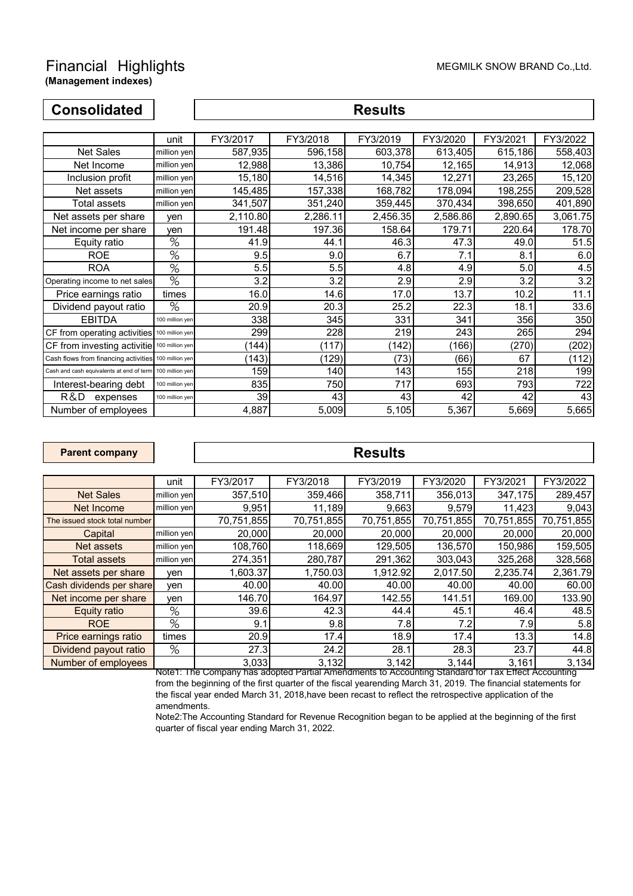# Financial Highlights

**(Management indexes)**

MEGMILK SNOW BRAND Co.,Ltd.

## Consolidated — Results

| | unit | FY3/2017 | FY3/2018 | FY3/2019 | FY3/2020 | FY3/2021 | FY3/2022 |
|---|---|---|---|---|---|---|---|
| Net Sales | million yen | 587,935 | 596,158 | 603,378 | 613,405 | 615,186 | 558,403 |
| Net Income | million yen | 12,988 | 13,386 | 10,754 | 12,165 | 14,913 | 12,068 |
| Inclusion profit | million yen | 15,180 | 14,516 | 14,345 | 12,271 | 23,265 | 15,120 |
| Net assets | million yen | 145,485 | 157,338 | 168,782 | 178,094 | 198,255 | 209,528 |
| Total assets | million yen | 341,507 | 351,240 | 359,445 | 370,434 | 398,650 | 401,890 |
| Net assets per share | yen | 2,110.80 | 2,286.11 | 2,456.35 | 2,586.86 | 2,890.65 | 3,061.75 |
| Net income per share | yen | 191.48 | 197.36 | 158.64 | 179.71 | 220.64 | 178.70 |
| Equity ratio | % | 41.9 | 44.1 | 46.3 | 47.3 | 49.0 | 51.5 |
| ROE | % | 9.5 | 9.0 | 6.7 | 7.1 | 8.1 | 6.0 |
| ROA | % | 5.5 | 5.5 | 4.8 | 4.9 | 5.0 | 4.5 |
| Operating income to net sales | % | 3.2 | 3.2 | 2.9 | 2.9 | 3.2 | 3.2 |
| Price earnings ratio | times | 16.0 | 14.6 | 17.0 | 13.7 | 10.2 | 11.1 |
| Dividend payout ratio | % | 20.9 | 20.3 | 25.2 | 22.3 | 18.1 | 33.6 |
| EBITDA | 100 million yen | 338 | 345 | 331 | 341 | 356 | 350 |
| CF from operating activities | 100 million yen | 299 | 228 | 219 | 243 | 265 | 294 |
| CF from investing activitie | 100 million yen | (144) | (117) | (142) | (166) | (270) | (202) |
| Cash flows from financing activities | 100 million yen | (143) | (129) | (73) | (66) | 67 | (112) |
| Cash and cash equivalents at end of term | 100 million yen | 159 | 140 | 143 | 155 | 218 | 199 |
| Interest-bearing debt | 100 million yen | 835 | 750 | 717 | 693 | 793 | 722 |
| R&D expenses | 100 million yen | 39 | 43 | 43 | 42 | 42 | 43 |
| Number of employees | | 4,887 | 5,009 | 5,105 | 5,367 | 5,669 | 5,665 |

## Parent company — Results

| | unit | FY3/2017 | FY3/2018 | FY3/2019 | FY3/2020 | FY3/2021 | FY3/2022 |
|---|---|---|---|---|---|---|---|
| Net Sales | million yen | 357,510 | 359,466 | 358,711 | 356,013 | 347,175 | 289,457 |
| Net Income | million yen | 9,951 | 11,189 | 9,663 | 9,579 | 11,423 | 9,043 |
| The issued stock total number | | 70,751,855 | 70,751,855 | 70,751,855 | 70,751,855 | 70,751,855 | 70,751,855 |
| Capital | million yen | 20,000 | 20,000 | 20,000 | 20,000 | 20,000 | 20,000 |
| Net assets | million yen | 108,760 | 118,669 | 129,505 | 136,570 | 150,986 | 159,505 |
| Total assets | million yen | 274,351 | 280,787 | 291,362 | 303,043 | 325,268 | 328,568 |
| Net assets per share | yen | 1,603.37 | 1,750.03 | 1,912.92 | 2,017.50 | 2,235.74 | 2,361.79 |
| Cash dividends per share | yen | 40.00 | 40.00 | 40.00 | 40.00 | 40.00 | 60.00 |
| Net income per share | yen | 146.70 | 164.97 | 142.55 | 141.51 | 169.00 | 133.90 |
| Equity ratio | % | 39.6 | 42.3 | 44.4 | 45.1 | 46.4 | 48.5 |
| ROE | % | 9.1 | 9.8 | 7.8 | 7.2 | 7.9 | 5.8 |
| Price earnings ratio | times | 20.9 | 17.4 | 18.9 | 17.4 | 13.3 | 14.8 |
| Dividend payout ratio | % | 27.3 | 24.2 | 28.1 | 28.3 | 23.7 | 44.8 |
| Number of employees | | 3,033 | 3,132 | 3,142 | 3,144 | 3,161 | 3,134 |

Note1: The Company has adopted Partial Amendments to Accounting Standard for Tax Effect Accounting from the beginning of the first quarter of the fiscal yearending March 31, 2019. The financial statements for the fiscal year ended March 31, 2018,have been recast to reflect the retrospective application of the amendments.

Note2:The Accounting Standard for Revenue Recognition began to be applied at the beginning of the first quarter of fiscal year ending March 31, 2022.